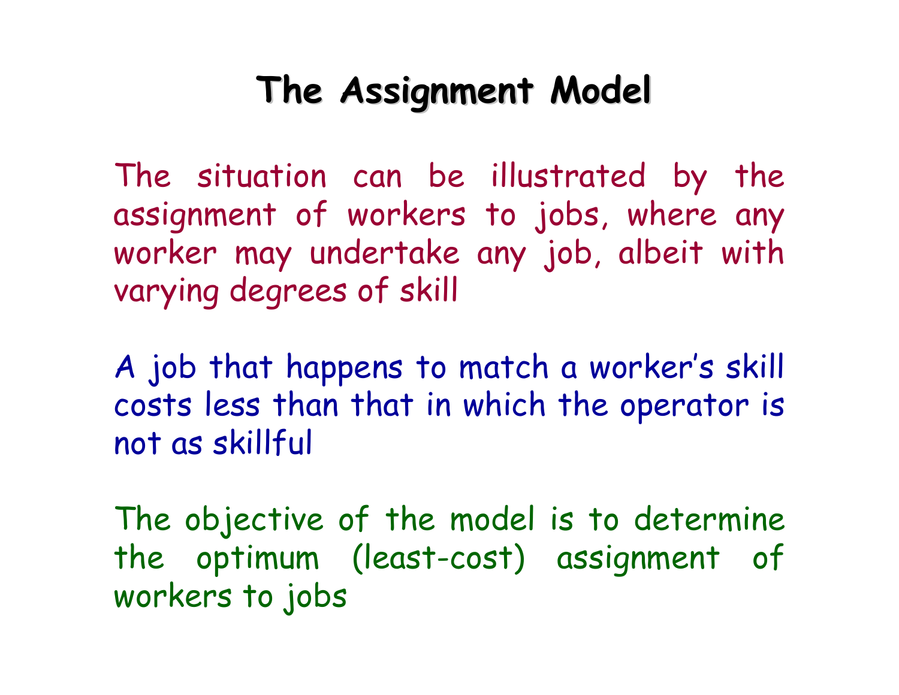# The Assignment Model

The situation can be illustrated by the assignment of workers to jobs, where any worker may undertake any job, albeit with varying degrees of skill

A job that happens to match a worker's skill costs less than that in which the operator is not as skillful

The objective of the model is to determine the optimum (least-cost) assignment of workers to jobs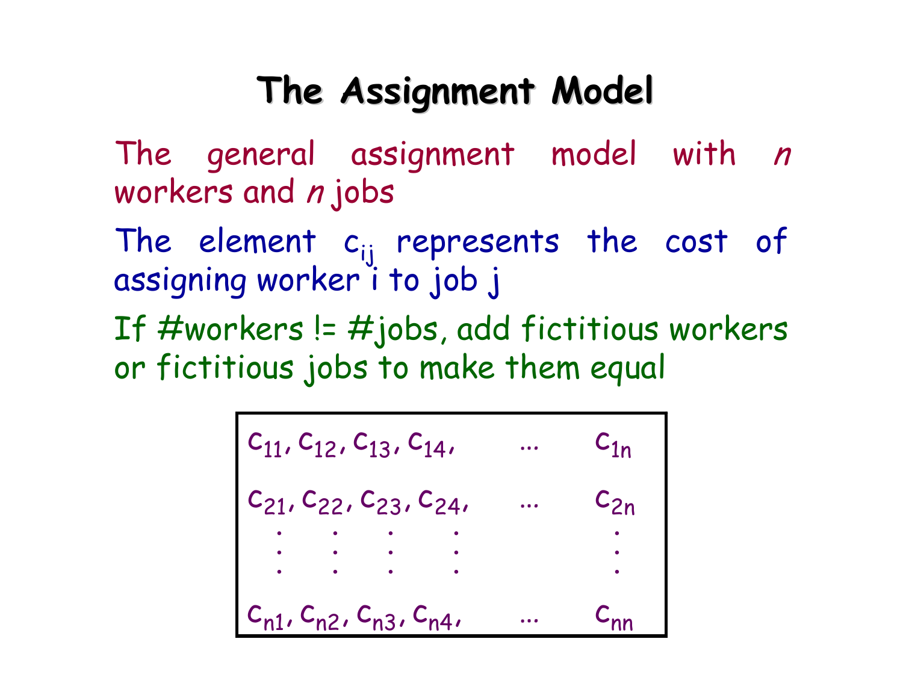# The Assignment Model

The general assignment model with *n* workers and *n* jobs

The element $c_{ij}$ represents the cost of assigning worker i to job j

If #workers != #jobs, add fictitious workers or fictitious jobs to make them equal

$$
\begin{array}{llllll}
c_{11}, & c_{12}, & c_{13}, & c_{14}, & \cdots & c_{1n} \\
c_{21}, & c_{22}, & c_{23}, & c_{24}, & \cdots & c_{2n} \\
\vdots & \vdots & \vdots & \vdots & & \vdots \\
c_{n1}, & c_{n2}, & c_{n3}, & c_{n4}, & \cdots & c_{nn}
\end{array}
$$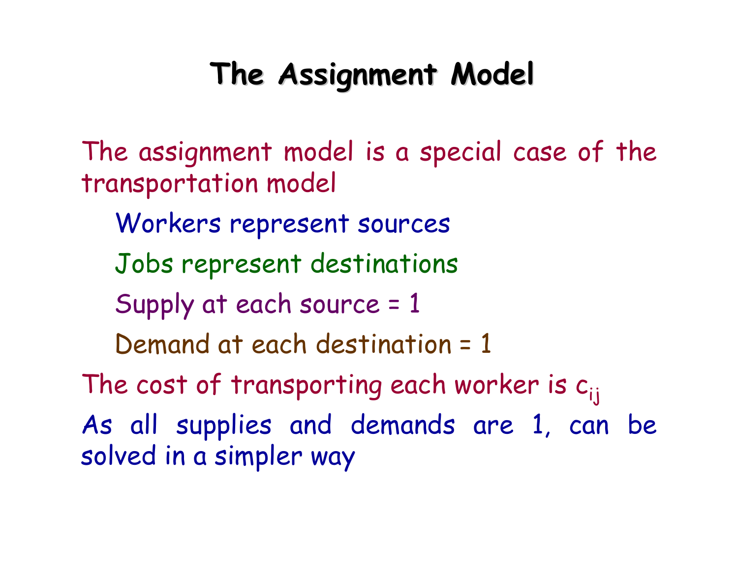# The Assignment Model

The assignment model is a special case of the transportation model

- Workers represent sources
- Jobs represent destinations
- Supply at each source = 1
- Demand at each destination = 1

The cost of transporting each worker is $c_{ij}$

As all supplies and demands are 1, can be solved in a simpler way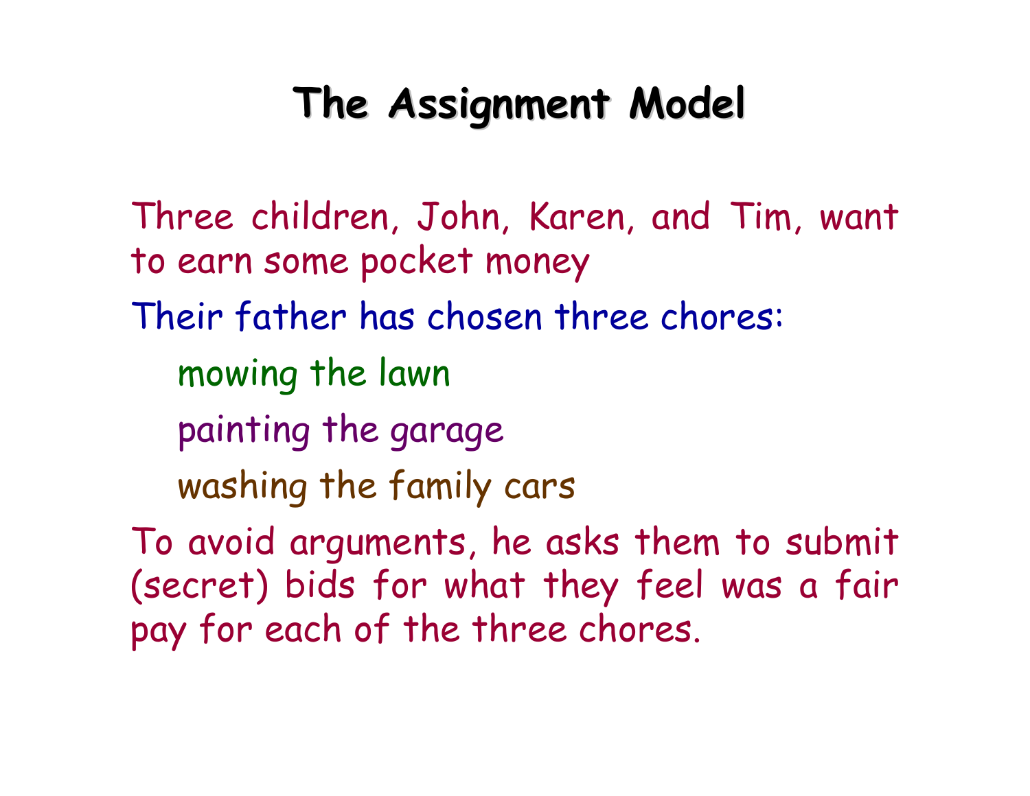# The Assignment Model

Three children, John, Karen, and Tim, want to earn some pocket money

Their father has chosen three chores:

- mowing the lawn
- painting the garage
- washing the family cars

To avoid arguments, he asks them to submit (secret) bids for what they feel was a fair pay for each of the three chores.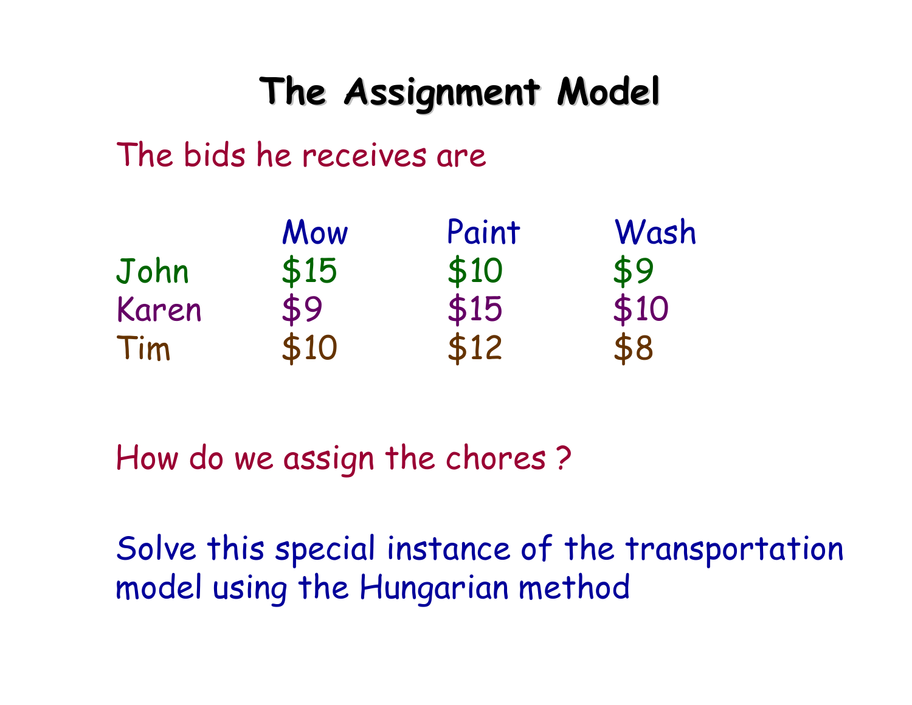# The Assignment Model

The bids he receives are

| | Mow | Paint | Wash |
|---|---|---|---|
| John | $15 | $10 | $9 |
| Karen | $9 | $15 | $10 |
| Tim | $10 | $12 | $8 |

How do we assign the chores ?

Solve this special instance of the transportation model using the Hungarian method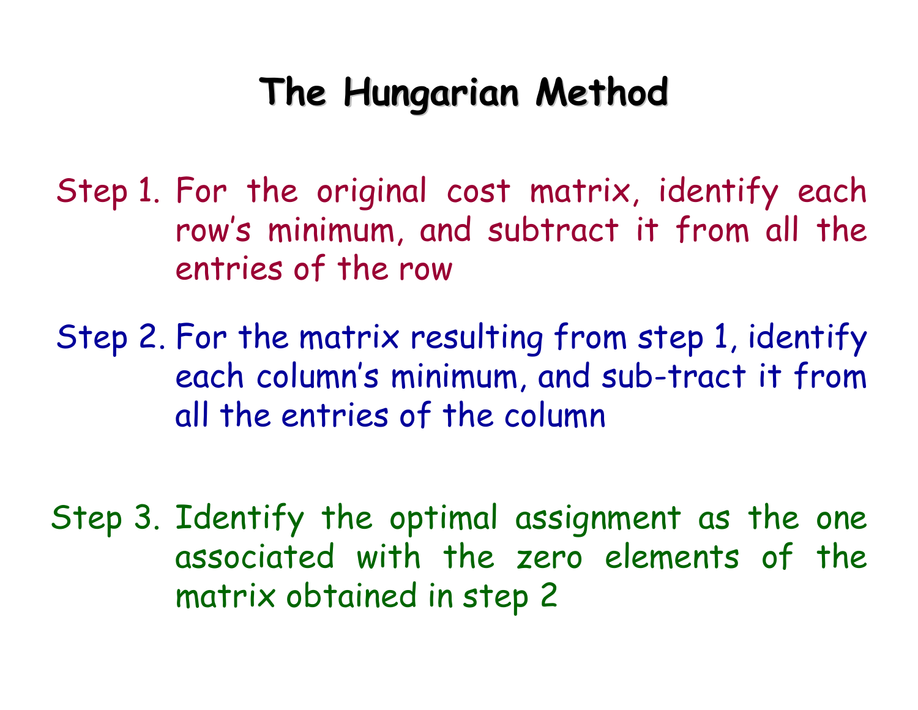# The Hungarian Method

Step 1. For the original cost matrix, identify each row's minimum, and subtract it from all the entries of the row

Step 2. For the matrix resulting from step 1, identify each column's minimum, and sub-tract it from all the entries of the column

Step 3. Identify the optimal assignment as the one associated with the zero elements of the matrix obtained in step 2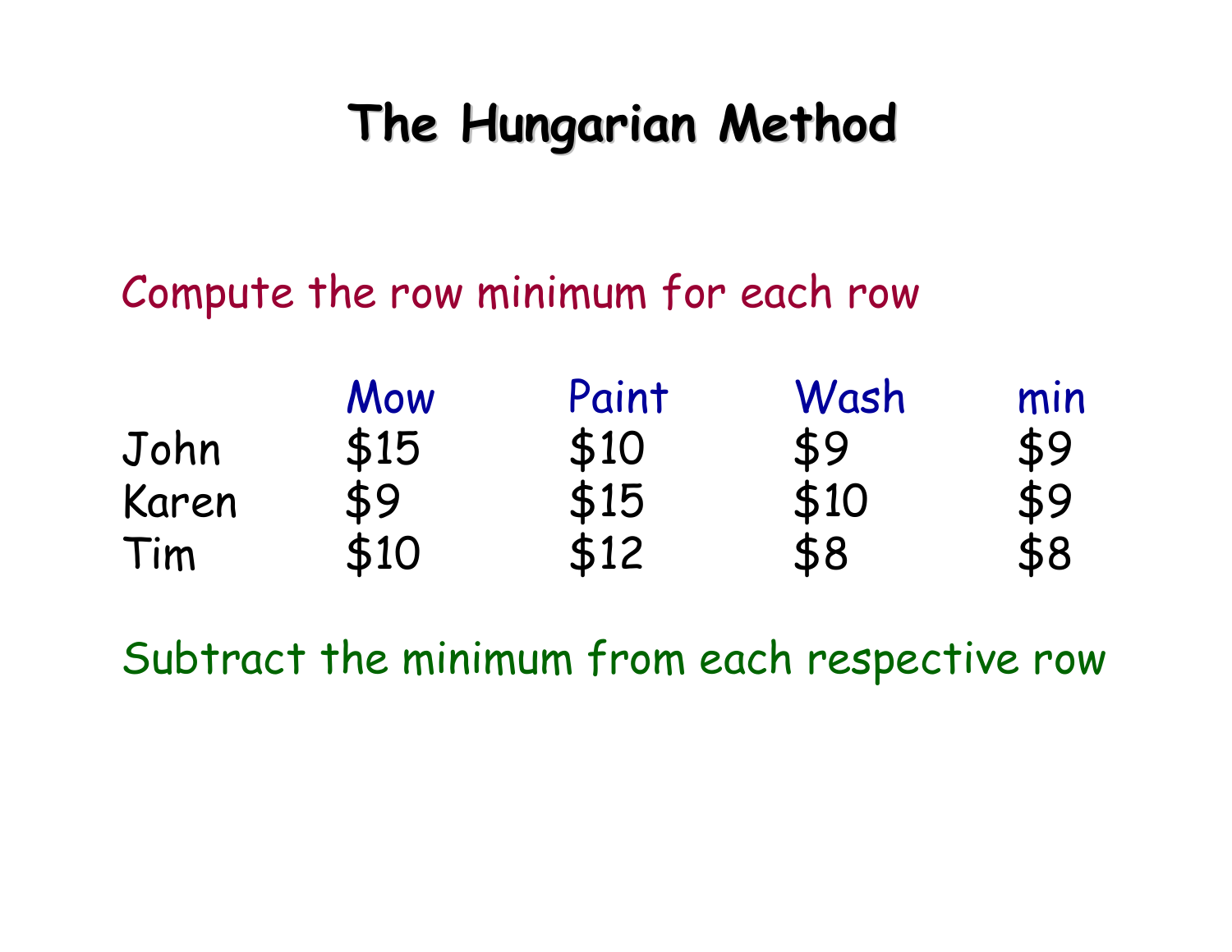# The Hungarian Method

Compute the row minimum for each row

| | Mow | Paint | Wash | min |
|---|---|---|---|---|
| John | $15 | $10 | $9 | $9 |
| Karen | $9 | $15 | $10 | $9 |
| Tim | $10 | $12 | $8 | $8 |

Subtract the minimum from each respective row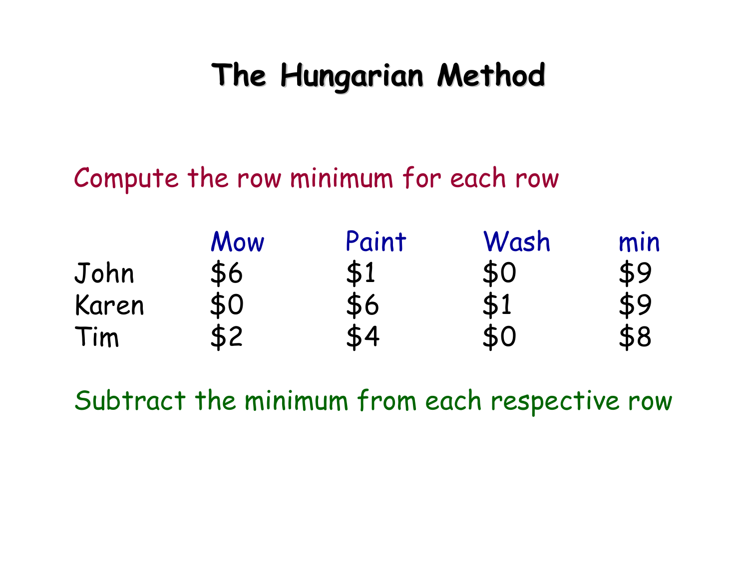# The Hungarian Method

Compute the row minimum for each row

| | Mow | Paint | Wash | min |
|---|---|---|---|---|
| John | $6 | $1 | $0 | $9 |
| Karen | $0 | $6 | $1 | $9 |
| Tim | $2 | $4 | $0 | $8 |

Subtract the minimum from each respective row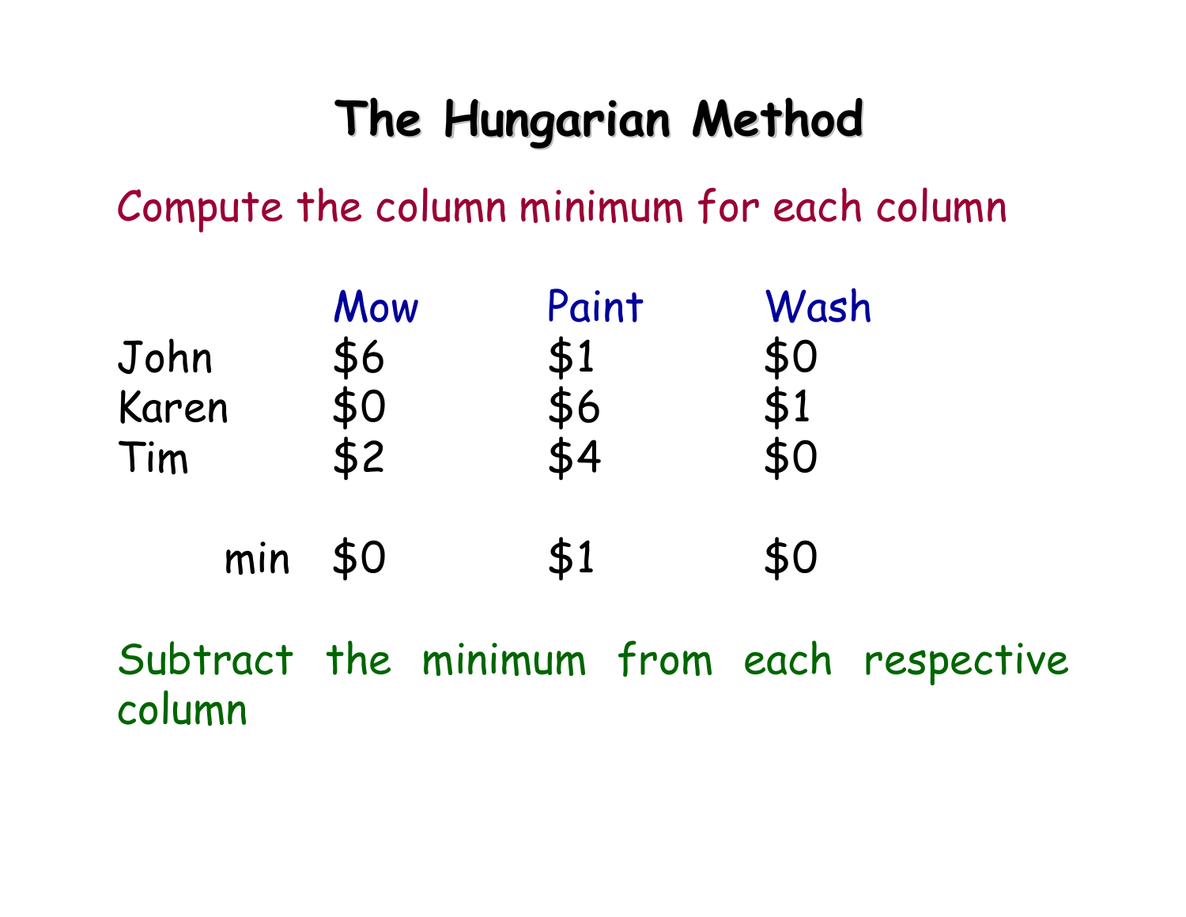# The Hungarian Method

Compute the column minimum for each column

| | Mow | Paint | Wash |
|---|---|---|---|
| John | $6 | $1 | $0 |
| Karen | $0 | $6 | $1 |
| Tim | $2 | $4 | $0 |
| min | $0 | $1 | $0 |

Subtract the minimum from each respective column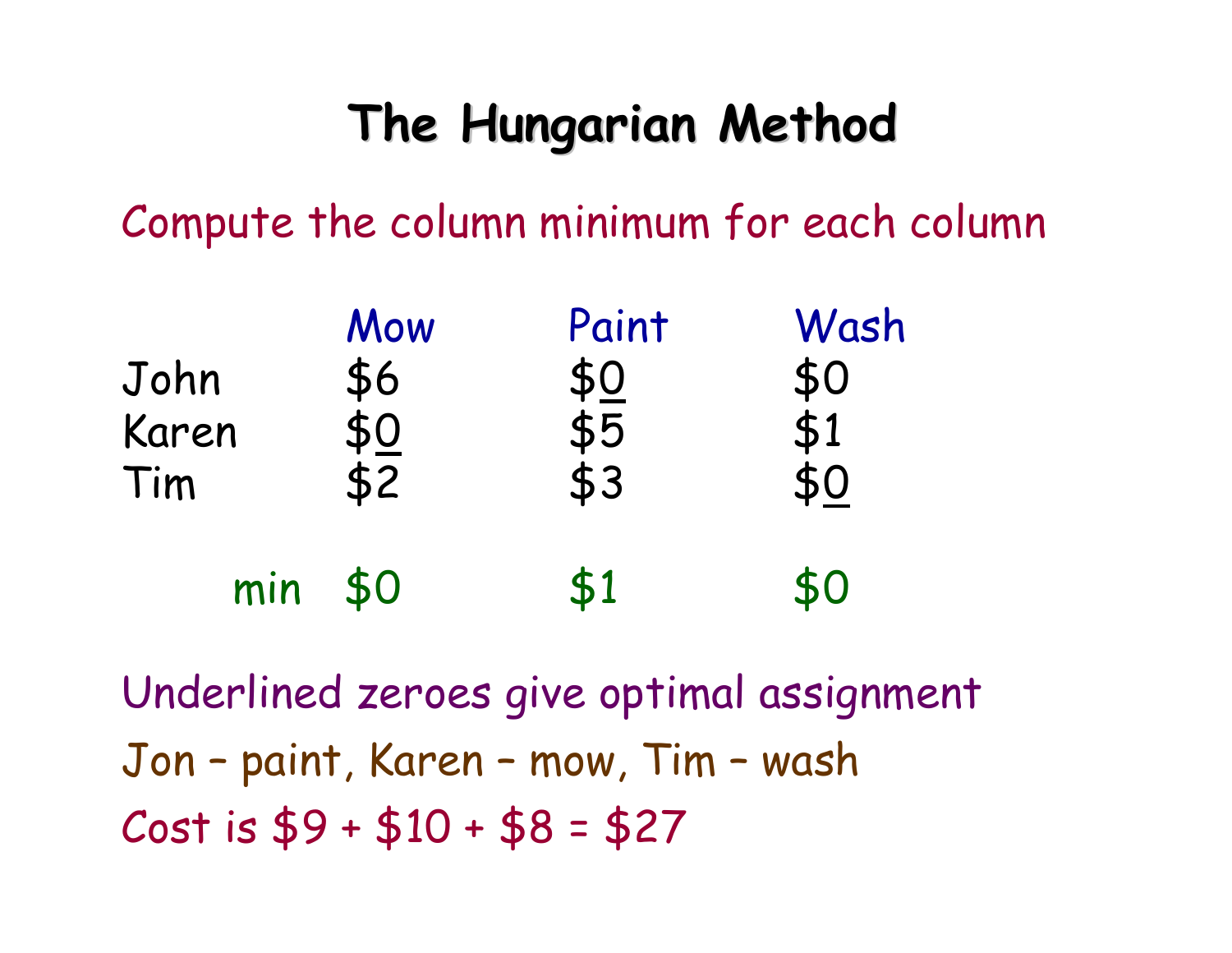# The Hungarian Method

Compute the column minimum for each column

| | Mow | Paint | Wash |
| --- | --- | --- | --- |
| John | \$6 | \$0 | \$0 |
| Karen | \$0 | \$5 | \$1 |
| Tim | \$2 | \$3 | \$0 |
| min | \$0 | \$1 | \$0 |

Underlined zeroes give optimal assignment

Jon – paint, Karen – mow, Tim – wash

Cost is \$9 + \$10 + \$8 = \$27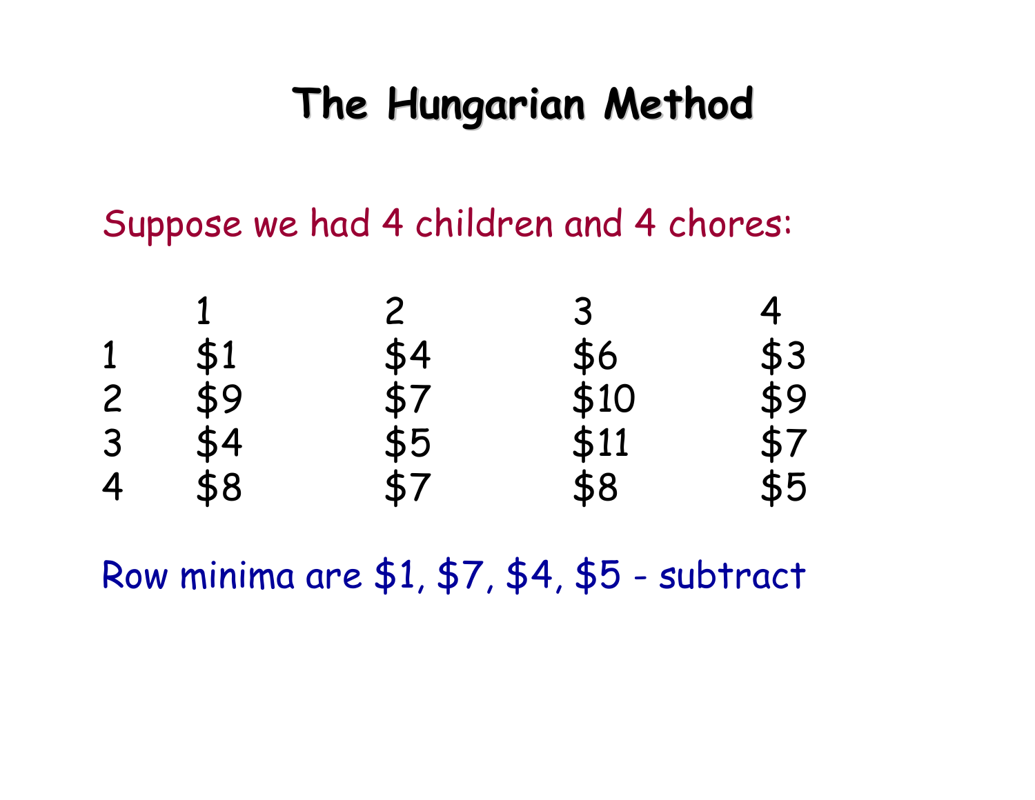# The Hungarian Method

Suppose we had 4 children and 4 chores:

| | 1 | 2 | 3 | 4 |
|---|---|---|---|---|
| 1 | $1 | $4 | $6 | $3 |
| 2 | $9 | $7 | $10 | $9 |
| 3 | $4 | $5 | $11 | $7 |
| 4 | $8 | $7 | $8 | $5 |

Row minima are $1, $7, $4, $5 - subtract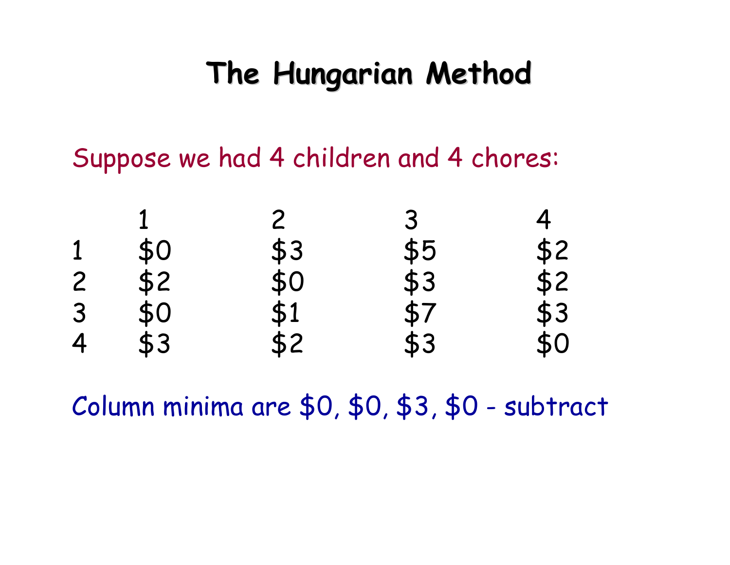# The Hungarian Method

Suppose we had 4 children and 4 chores:

| | 1 | 2 | 3 | 4 |
|---|---|---|---|---|
| 1 | $0 | $3 | $5 | $2 |
| 2 | $2 | $0 | $3 | $2 |
| 3 | $0 | $1 | $7 | $3 |
| 4 | $3 | $2 | $3 | $0 |

Column minima are $0, $0, $3, $0 - subtract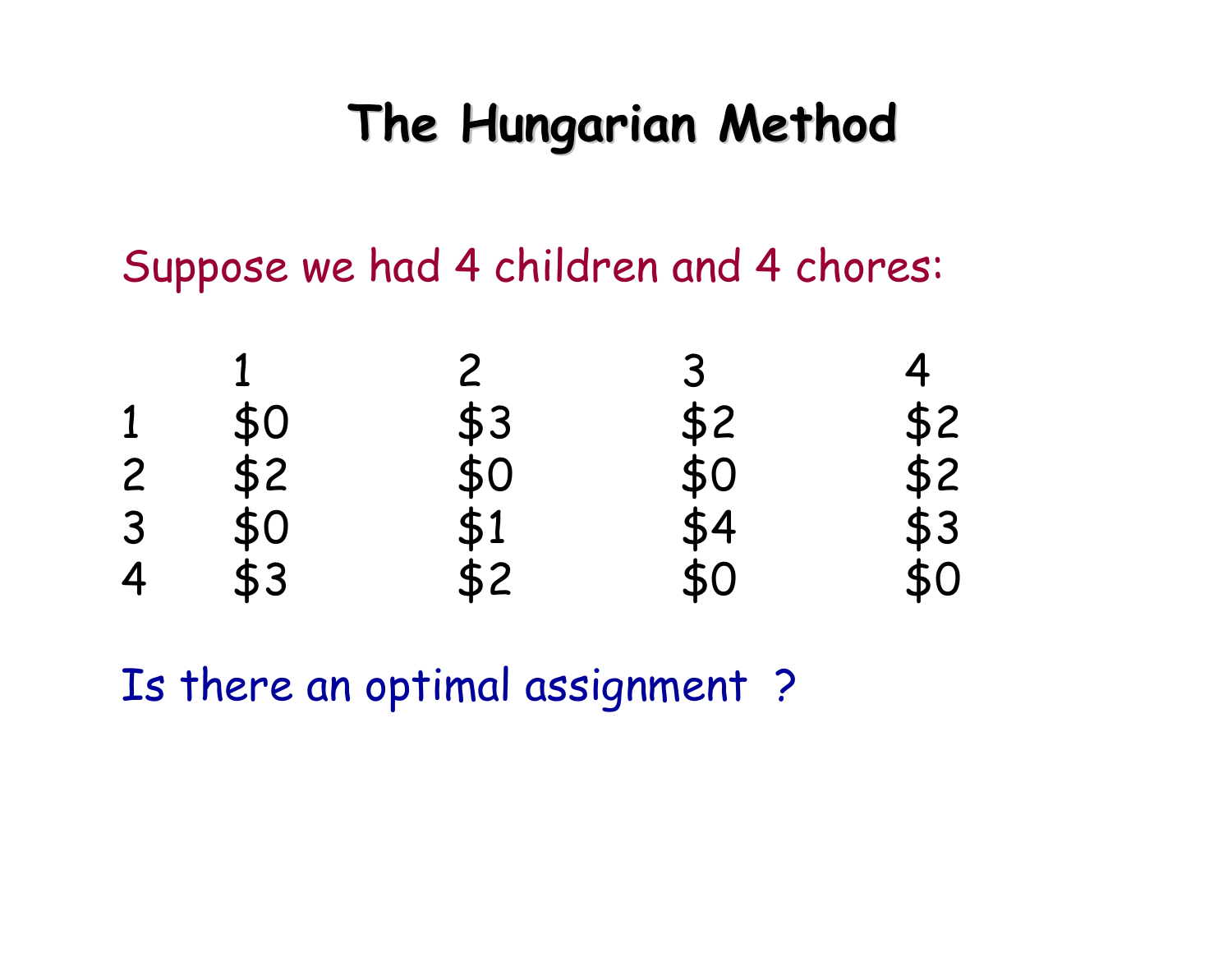# The Hungarian Method

Suppose we had 4 children and 4 chores:

| | 1 | 2 | 3 | 4 |
|---|---|---|---|---|
| 1 | $0 | $3 | $2 | $2 |
| 2 | $2 | $0 | $0 | $2 |
| 3 | $0 | $1 | $4 | $3 |
| 4 | $3 | $2 | $0 | $0 |

Is there an optimal assignment ?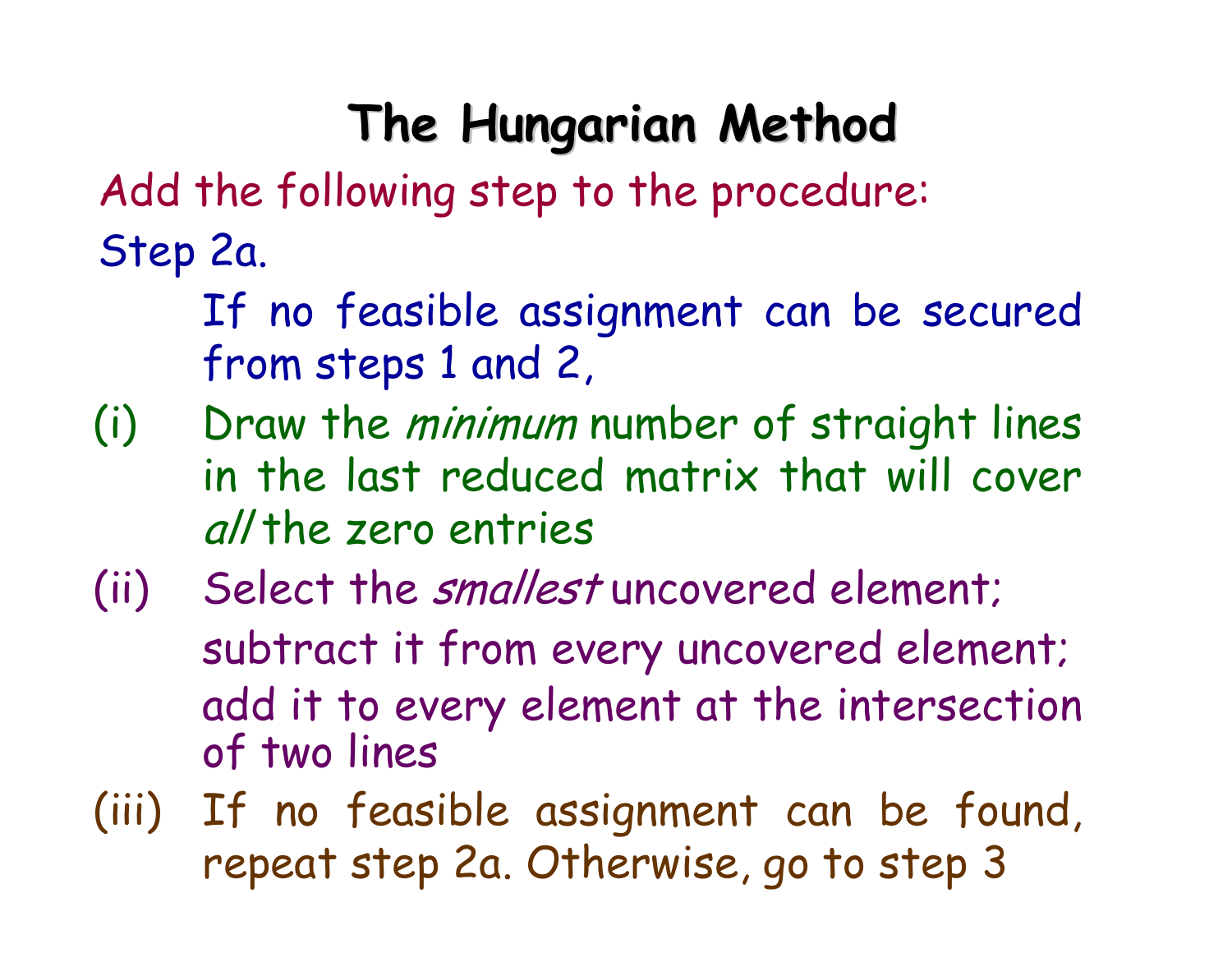# The Hungarian Method

Add the following step to the procedure:

Step 2a.

If no feasible assignment can be secured from steps 1 and 2,

(i) Draw the *minimum* number of straight lines in the last reduced matrix that will cover *all* the zero entries

(ii) Select the *smallest* uncovered element; subtract it from every uncovered element; add it to every element at the intersection of two lines

(iii) If no feasible assignment can be found, repeat step 2a. Otherwise, go to step 3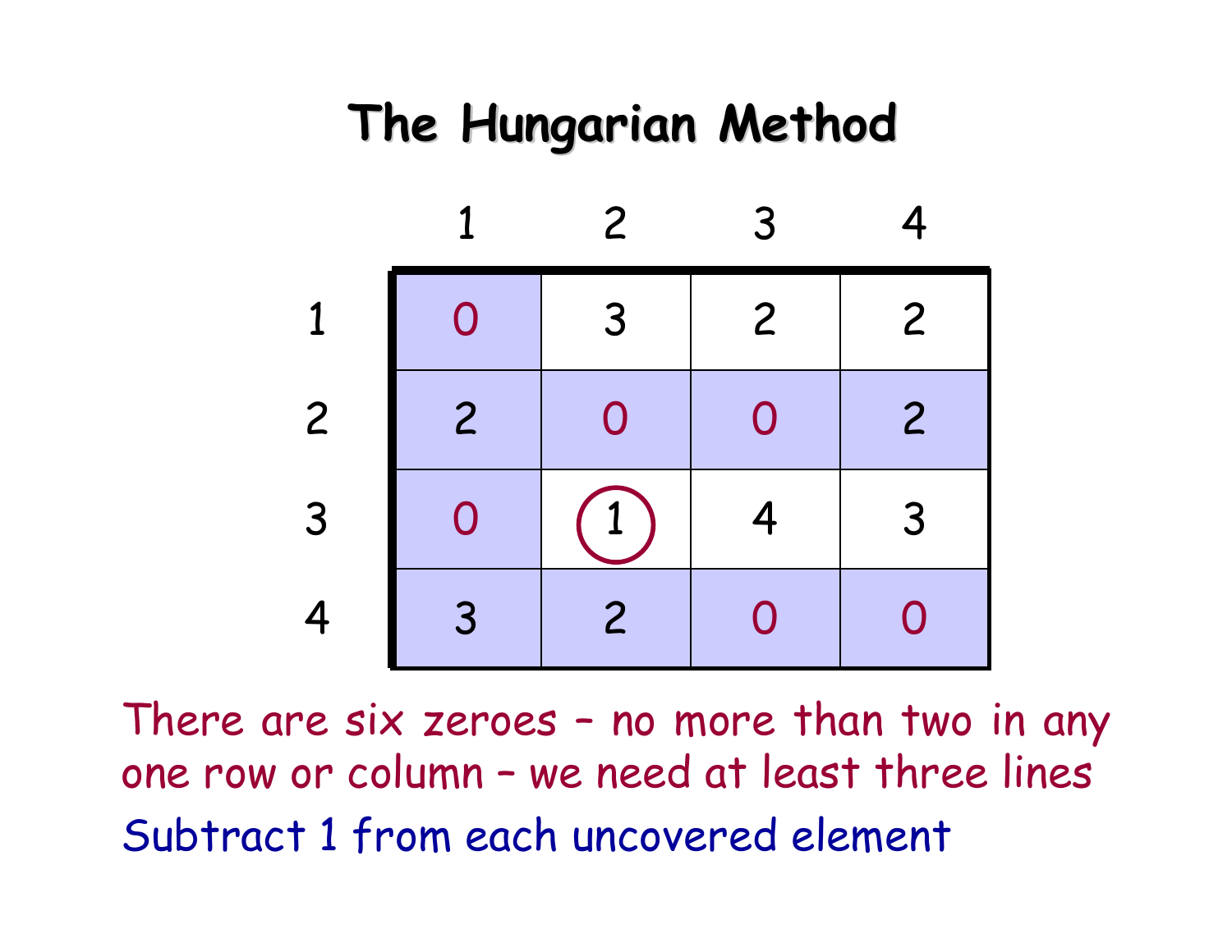# The Hungarian Method

| | 1 | 2 | 3 | 4 |
|---|---|---|---|---|
| 1 | 0 | 3 | 2 | 2 |
| 2 | 2 | 0 | 0 | 2 |
| 3 | 0 | 1 | 4 | 3 |
| 4 | 3 | 2 | 0 | 0 |

There are six zeroes – no more than two in any one row or column – we need at least three lines

Subtract 1 from each uncovered element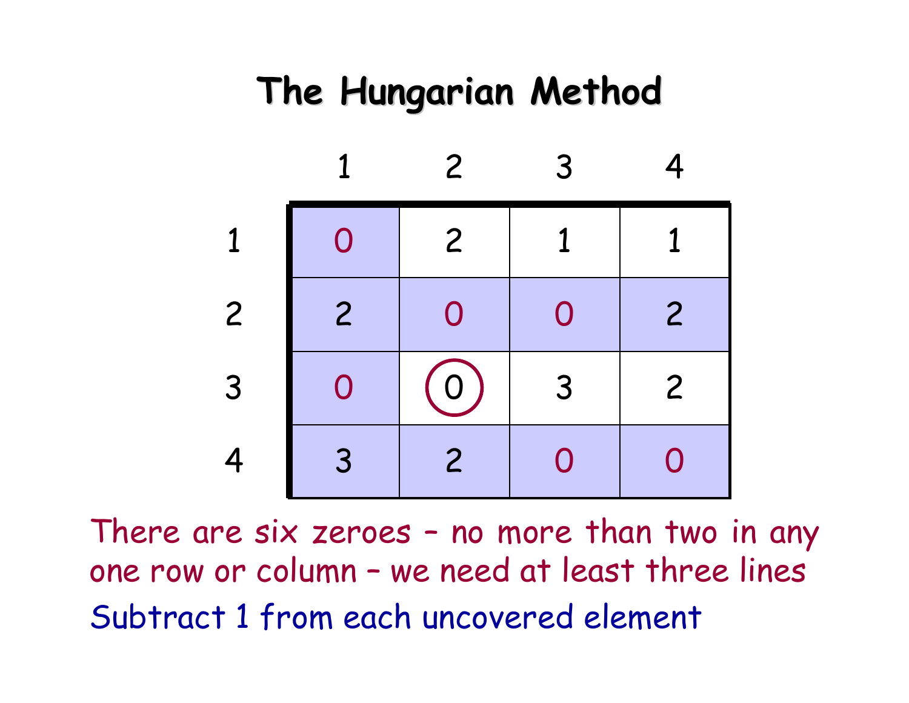# The Hungarian Method

| | 1 | 2 | 3 | 4 |
|---|---|---|---|---|
| 1 | 0 | 2 | 1 | 1 |
| 2 | 2 | 0 | 0 | 2 |
| 3 | 0 | 0 | 3 | 2 |
| 4 | 3 | 2 | 0 | 0 |

There are six zeroes – no more than two in any one row or column – we need at least three lines

Subtract 1 from each uncovered element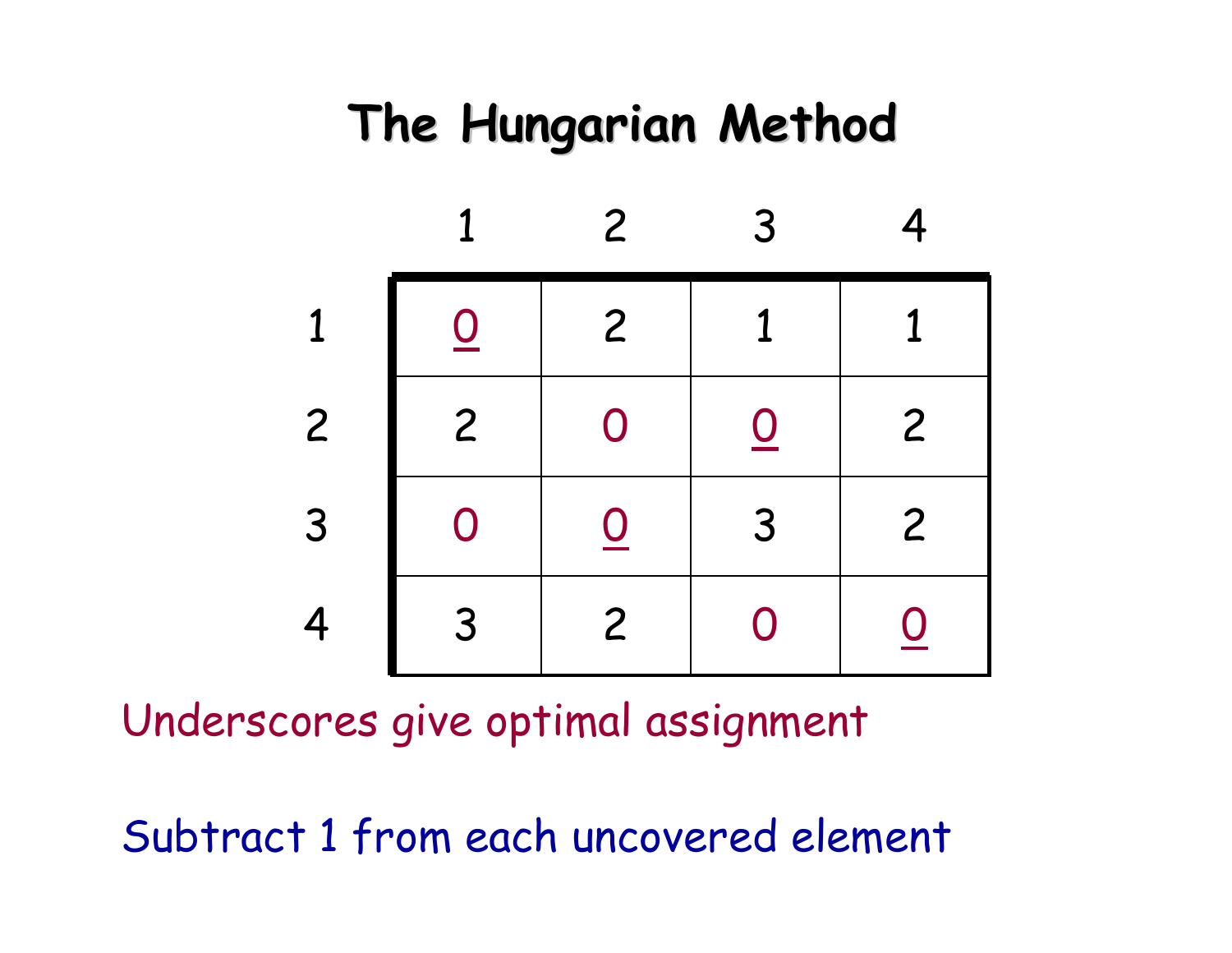# The Hungarian Method

| | 1 | 2 | 3 | 4 |
|---|---|---|---|---|
| 1 | <u>0</u> | 2 | 1 | 1 |
| 2 | 2 | 0 | <u>0</u> | 2 |
| 3 | 0 | <u>0</u> | 3 | 2 |
| 4 | 3 | 2 | 0 | <u>0</u> |

Underscores give optimal assignment

Subtract 1 from each uncovered element